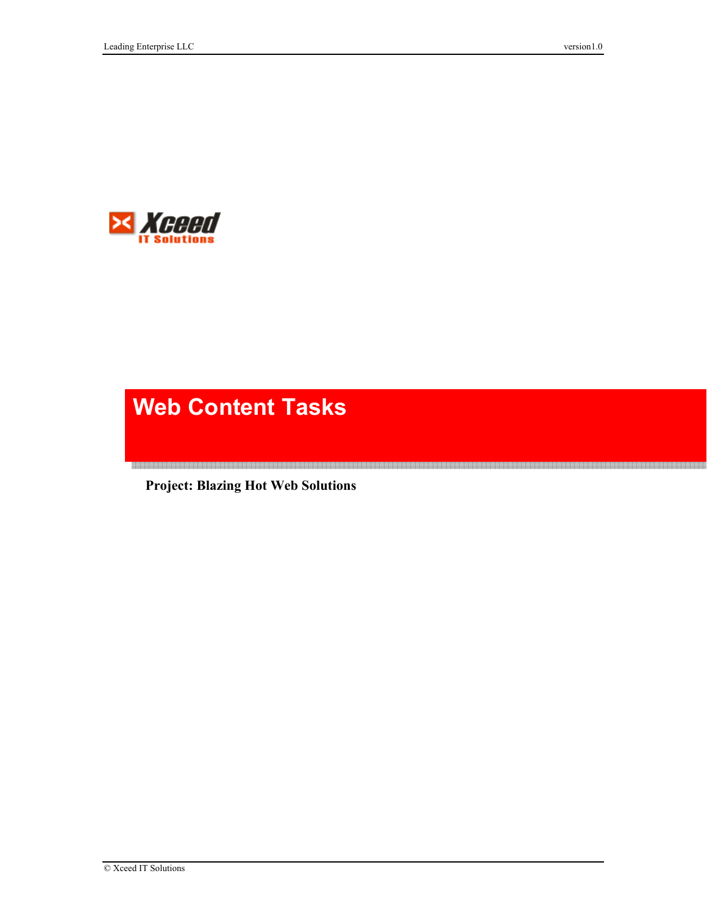# Web Content Tasks

**Project: Blazing Hot Web Solutions**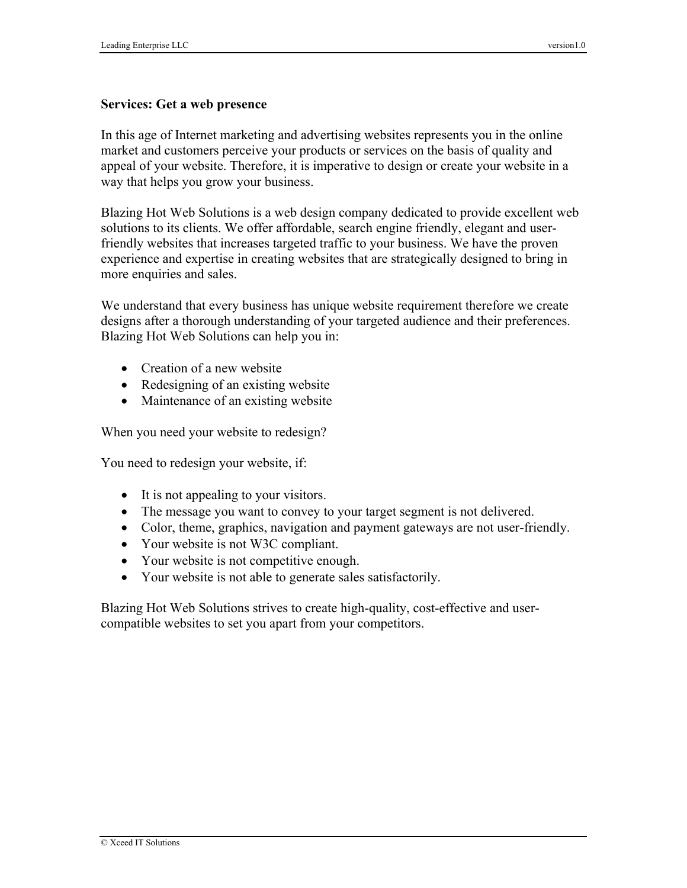**Services: Get a web presence**

In this age of Internet marketing and advertising websites represents you in the online market and customers perceive your products or services on the basis of quality and appeal of your website. Therefore, it is imperative to design or create your website in a way that helps you grow your business.

Blazing Hot Web Solutions is a web design company dedicated to provide excellent web solutions to its clients. We offer affordable, search engine friendly, elegant and user-friendly websites that increases targeted traffic to your business. We have the proven experience and expertise in creating websites that are strategically designed to bring in more enquiries and sales.

We understand that every business has unique website requirement therefore we create designs after a thorough understanding of your targeted audience and their preferences. Blazing Hot Web Solutions can help you in:

- Creation of a new website
- Redesigning of an existing website
- Maintenance of an existing website

When you need your website to redesign?

You need to redesign your website, if:

- It is not appealing to your visitors.
- The message you want to convey to your target segment is not delivered.
- Color, theme, graphics, navigation and payment gateways are not user-friendly.
- Your website is not W3C compliant.
- Your website is not competitive enough.
- Your website is not able to generate sales satisfactorily.

Blazing Hot Web Solutions strives to create high-quality, cost-effective and user-compatible websites to set you apart from your competitors.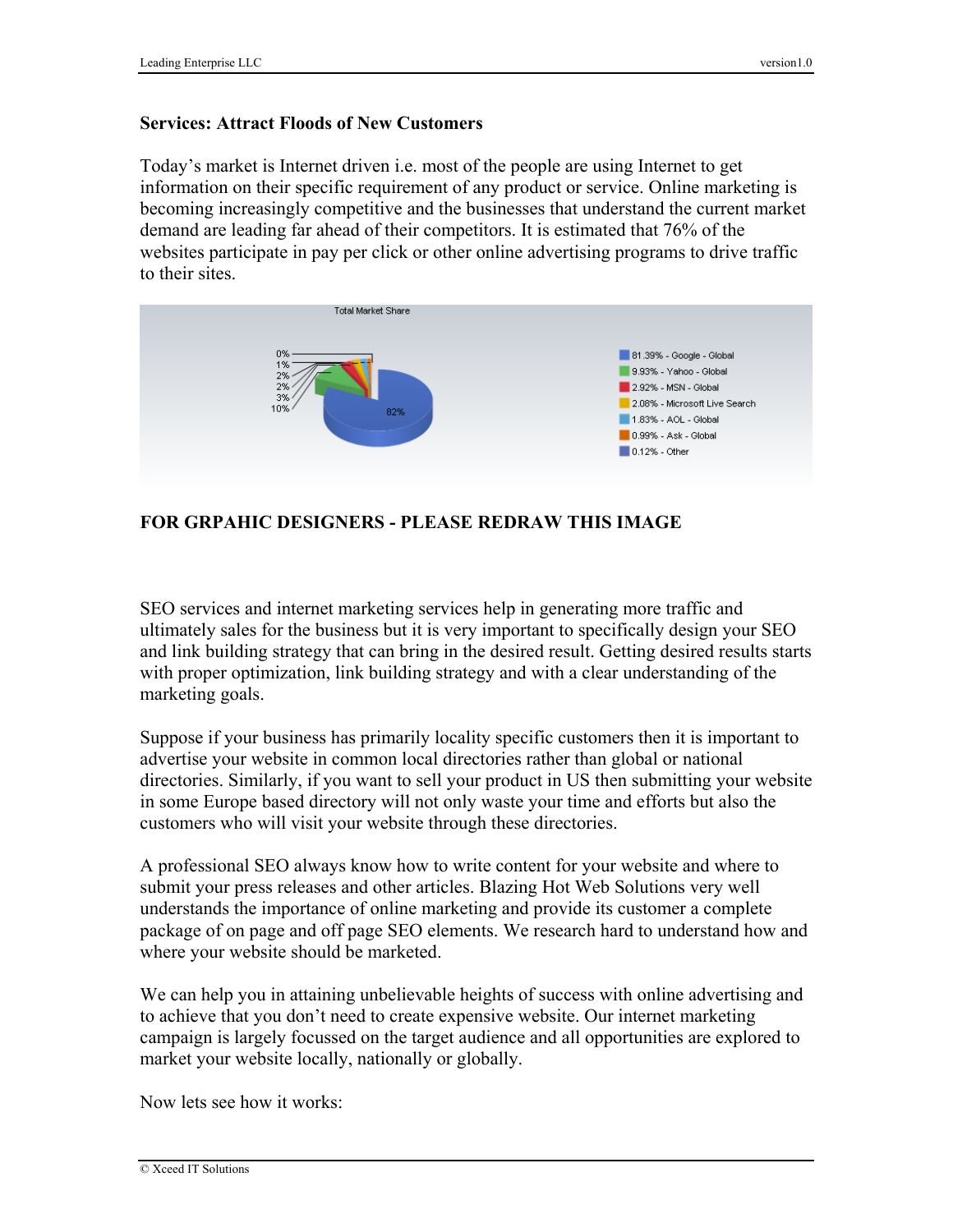**Services: Attract Floods of New Customers**

Today's market is Internet driven i.e. most of the people are using Internet to get information on their specific requirement of any product or service. Online marketing is becoming increasingly competitive and the businesses that understand the current market demand are leading far ahead of their competitors. It is estimated that 76% of the websites participate in pay per click or other online advertising programs to drive traffic to their sites.

Total Market Share

- 81.39% - Google - Global
- 9.93% - Yahoo - Global
- 2.92% - MSN - Global
- 2.08% - Microsoft Live Search
- 1.83% - AOL - Global
- 0.99% - Ask - Global
- 0.12% - Other

**FOR GRPAHIC DESIGNERS - PLEASE REDRAW THIS IMAGE**

SEO services and internet marketing services help in generating more traffic and ultimately sales for the business but it is very important to specifically design your SEO and link building strategy that can bring in the desired result. Getting desired results starts with proper optimization, link building strategy and with a clear understanding of the marketing goals.

Suppose if your business has primarily locality specific customers then it is important to advertise your website in common local directories rather than global or national directories. Similarly, if you want to sell your product in US then submitting your website in some Europe based directory will not only waste your time and efforts but also the customers who will visit your website through these directories.

A professional SEO always know how to write content for your website and where to submit your press releases and other articles. Blazing Hot Web Solutions very well understands the importance of online marketing and provide its customer a complete package of on page and off page SEO elements. We research hard to understand how and where your website should be marketed.

We can help you in attaining unbelievable heights of success with online advertising and to achieve that you don't need to create expensive website. Our internet marketing campaign is largely focussed on the target audience and all opportunities are explored to market your website locally, nationally or globally.

Now lets see how it works: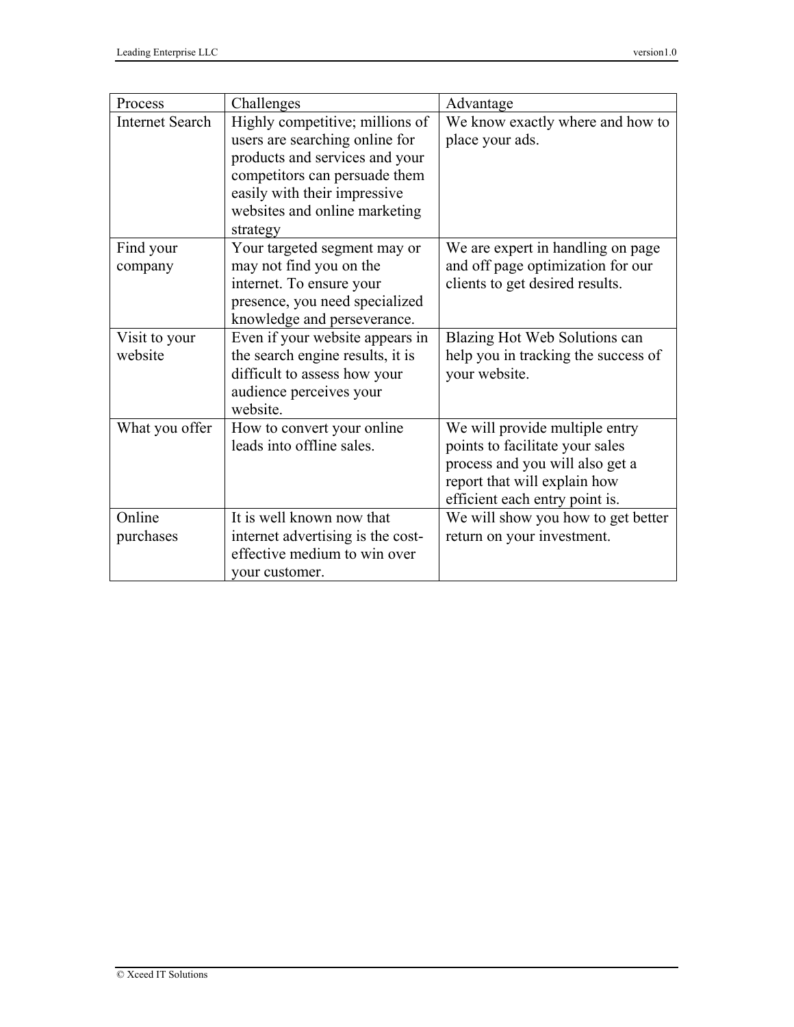| Process | Challenges | Advantage |
|---|---|---|
| Internet Search | Highly competitive; millions of users are searching online for products and services and your competitors can persuade them easily with their impressive websites and online marketing strategy | We know exactly where and how to place your ads. |
| Find your company | Your targeted segment may or may not find you on the internet. To ensure your presence, you need specialized knowledge and perseverance. | We are expert in handling on page and off page optimization for our clients to get desired results. |
| Visit to your website | Even if your website appears in the search engine results, it is difficult to assess how your audience perceives your website. | Blazing Hot Web Solutions can help you in tracking the success of your website. |
| What you offer | How to convert your online leads into offline sales. | We will provide multiple entry points to facilitate your sales process and you will also get a report that will explain how efficient each entry point is. |
| Online purchases | It is well known now that internet advertising is the cost-effective medium to win over your customer. | We will show you how to get better return on your investment. |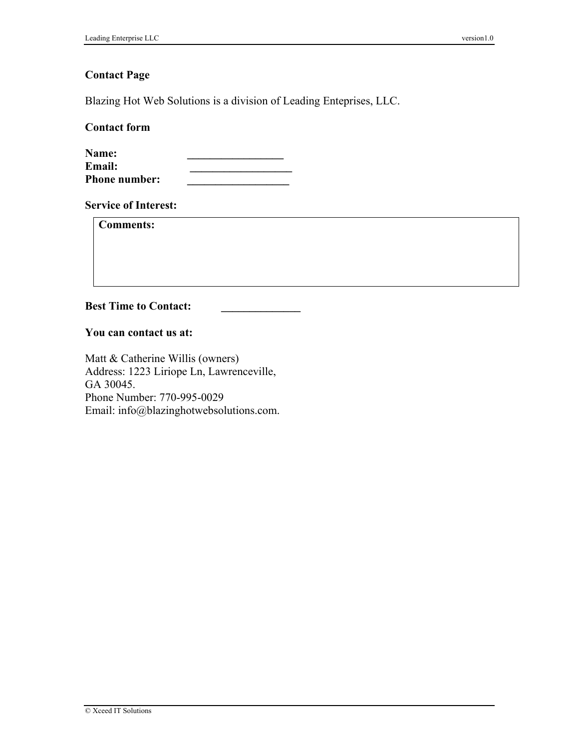**Contact Page**

Blazing Hot Web Solutions is a division of Leading Enteprises, LLC.

**Contact form**

**Name:** _________________
**Email:** __________________
**Phone number:** __________________

**Service of Interest:**

**Comments:**

**Best Time to Contact:** ______________

**You can contact us at:**

Matt & Catherine Willis (owners)
Address: 1223 Liriope Ln, Lawrenceville, GA 30045.
Phone Number: 770-995-0029
Email: info@blazinghotwebsolutions.com.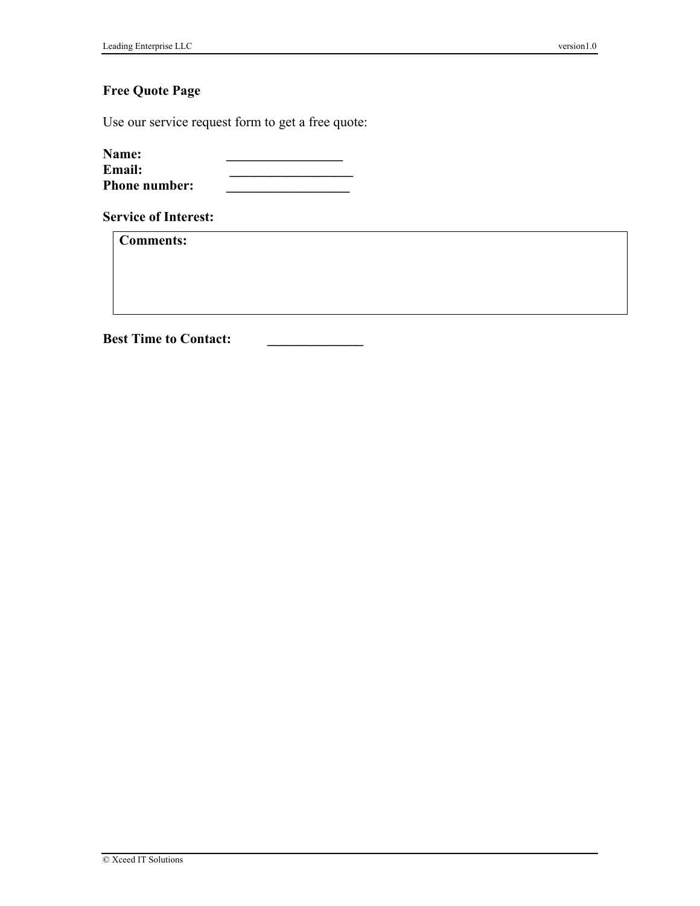## Free Quote Page

Use our service request form to get a free quote:

**Name:** \_\_\_\_\_\_\_\_\_\_\_\_\_\_\_\_\_
**Email:** \_\_\_\_\_\_\_\_\_\_\_\_\_\_\_\_\_\_
**Phone number:** \_\_\_\_\_\_\_\_\_\_\_\_\_\_\_\_\_\_

**Service of Interest:**

| **Comments:** |
| --- |
| |

**Best Time to Contact:** \_\_\_\_\_\_\_\_\_\_\_\_\_\_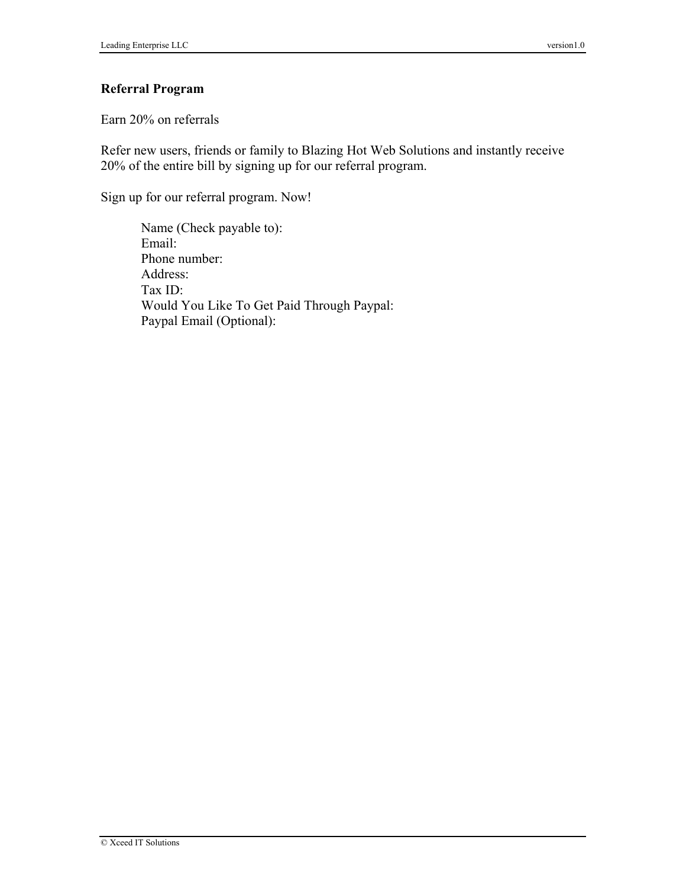## Referral Program

Earn 20% on referrals

Refer new users, friends or family to Blazing Hot Web Solutions and instantly receive 20% of the entire bill by signing up for our referral program.

Sign up for our referral program. Now!

Name (Check payable to):
Email:
Phone number:
Address:
Tax ID:
Would You Like To Get Paid Through Paypal:
Paypal Email (Optional):